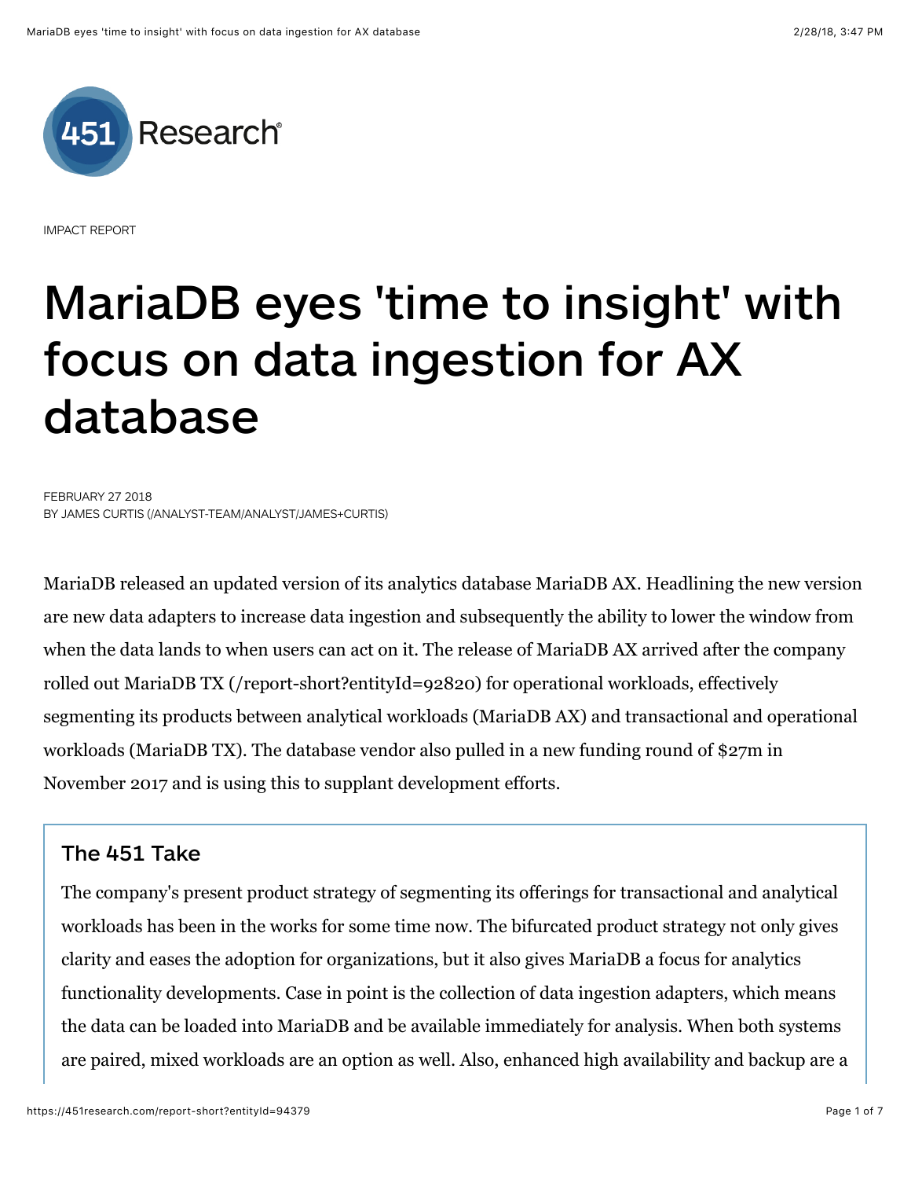IMPACT REPORT

# MariaDB eyes 'time to insight' with focus on data ingestion for AX database

FEBRUARY 27 2018
BY JAMES CURTIS (/ANALYST-TEAM/ANALYST/JAMES+CURTIS)

MariaDB released an updated version of its analytics database MariaDB AX. Headlining the new version are new data adapters to increase data ingestion and subsequently the ability to lower the window from when the data lands to when users can act on it. The release of MariaDB AX arrived after the company rolled out MariaDB TX (/report-short?entityId=92820) for operational workloads, effectively segmenting its products between analytical workloads (MariaDB AX) and transactional and operational workloads (MariaDB TX). The database vendor also pulled in a new funding round of $27m in November 2017 and is using this to supplant development efforts.

## The 451 Take

The company's present product strategy of segmenting its offerings for transactional and analytical workloads has been in the works for some time now. The bifurcated product strategy not only gives clarity and eases the adoption for organizations, but it also gives MariaDB a focus for analytics functionality developments. Case in point is the collection of data ingestion adapters, which means the data can be loaded into MariaDB and be available immediately for analysis. When both systems are paired, mixed workloads are an option as well. Also, enhanced high availability and backup are a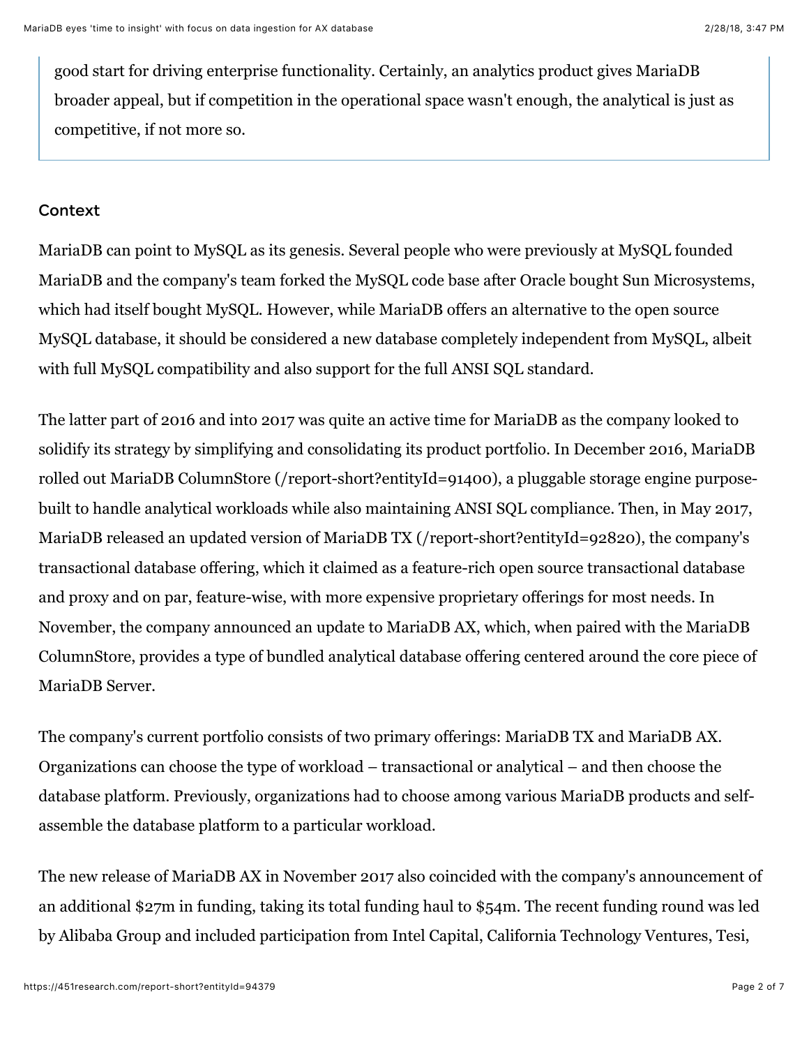good start for driving enterprise functionality. Certainly, an analytics product gives MariaDB broader appeal, but if competition in the operational space wasn't enough, the analytical is just as competitive, if not more so.

## Context

MariaDB can point to MySQL as its genesis. Several people who were previously at MySQL founded MariaDB and the company's team forked the MySQL code base after Oracle bought Sun Microsystems, which had itself bought MySQL. However, while MariaDB offers an alternative to the open source MySQL database, it should be considered a new database completely independent from MySQL, albeit with full MySQL compatibility and also support for the full ANSI SQL standard.

The latter part of 2016 and into 2017 was quite an active time for MariaDB as the company looked to solidify its strategy by simplifying and consolidating its product portfolio. In December 2016, MariaDB rolled out MariaDB ColumnStore (/report-short?entityId=91400), a pluggable storage engine purpose-built to handle analytical workloads while also maintaining ANSI SQL compliance. Then, in May 2017, MariaDB released an updated version of MariaDB TX (/report-short?entityId=92820), the company's transactional database offering, which it claimed as a feature-rich open source transactional database and proxy and on par, feature-wise, with more expensive proprietary offerings for most needs. In November, the company announced an update to MariaDB AX, which, when paired with the MariaDB ColumnStore, provides a type of bundled analytical database offering centered around the core piece of MariaDB Server.

The company's current portfolio consists of two primary offerings: MariaDB TX and MariaDB AX. Organizations can choose the type of workload – transactional or analytical – and then choose the database platform. Previously, organizations had to choose among various MariaDB products and self-assemble the database platform to a particular workload.

The new release of MariaDB AX in November 2017 also coincided with the company's announcement of an additional $27m in funding, taking its total funding haul to $54m. The recent funding round was led by Alibaba Group and included participation from Intel Capital, California Technology Ventures, Tesi,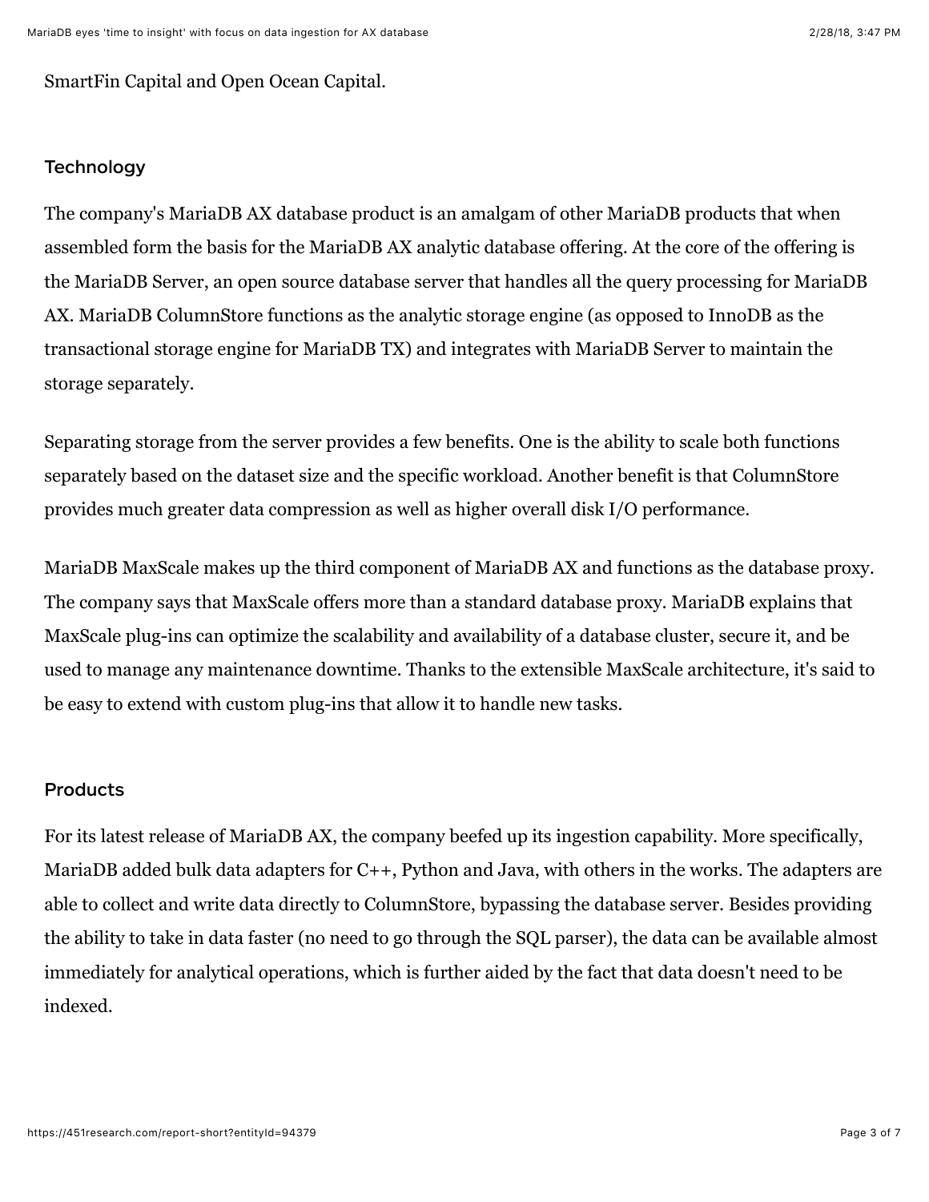SmartFin Capital and Open Ocean Capital.

## Technology

The company's MariaDB AX database product is an amalgam of other MariaDB products that when assembled form the basis for the MariaDB AX analytic database offering. At the core of the offering is the MariaDB Server, an open source database server that handles all the query processing for MariaDB AX. MariaDB ColumnStore functions as the analytic storage engine (as opposed to InnoDB as the transactional storage engine for MariaDB TX) and integrates with MariaDB Server to maintain the storage separately.

Separating storage from the server provides a few benefits. One is the ability to scale both functions separately based on the dataset size and the specific workload. Another benefit is that ColumnStore provides much greater data compression as well as higher overall disk I/O performance.

MariaDB MaxScale makes up the third component of MariaDB AX and functions as the database proxy. The company says that MaxScale offers more than a standard database proxy. MariaDB explains that MaxScale plug-ins can optimize the scalability and availability of a database cluster, secure it, and be used to manage any maintenance downtime. Thanks to the extensible MaxScale architecture, it's said to be easy to extend with custom plug-ins that allow it to handle new tasks.

## Products

For its latest release of MariaDB AX, the company beefed up its ingestion capability. More specifically, MariaDB added bulk data adapters for C++, Python and Java, with others in the works. The adapters are able to collect and write data directly to ColumnStore, bypassing the database server. Besides providing the ability to take in data faster (no need to go through the SQL parser), the data can be available almost immediately for analytical operations, which is further aided by the fact that data doesn't need to be indexed.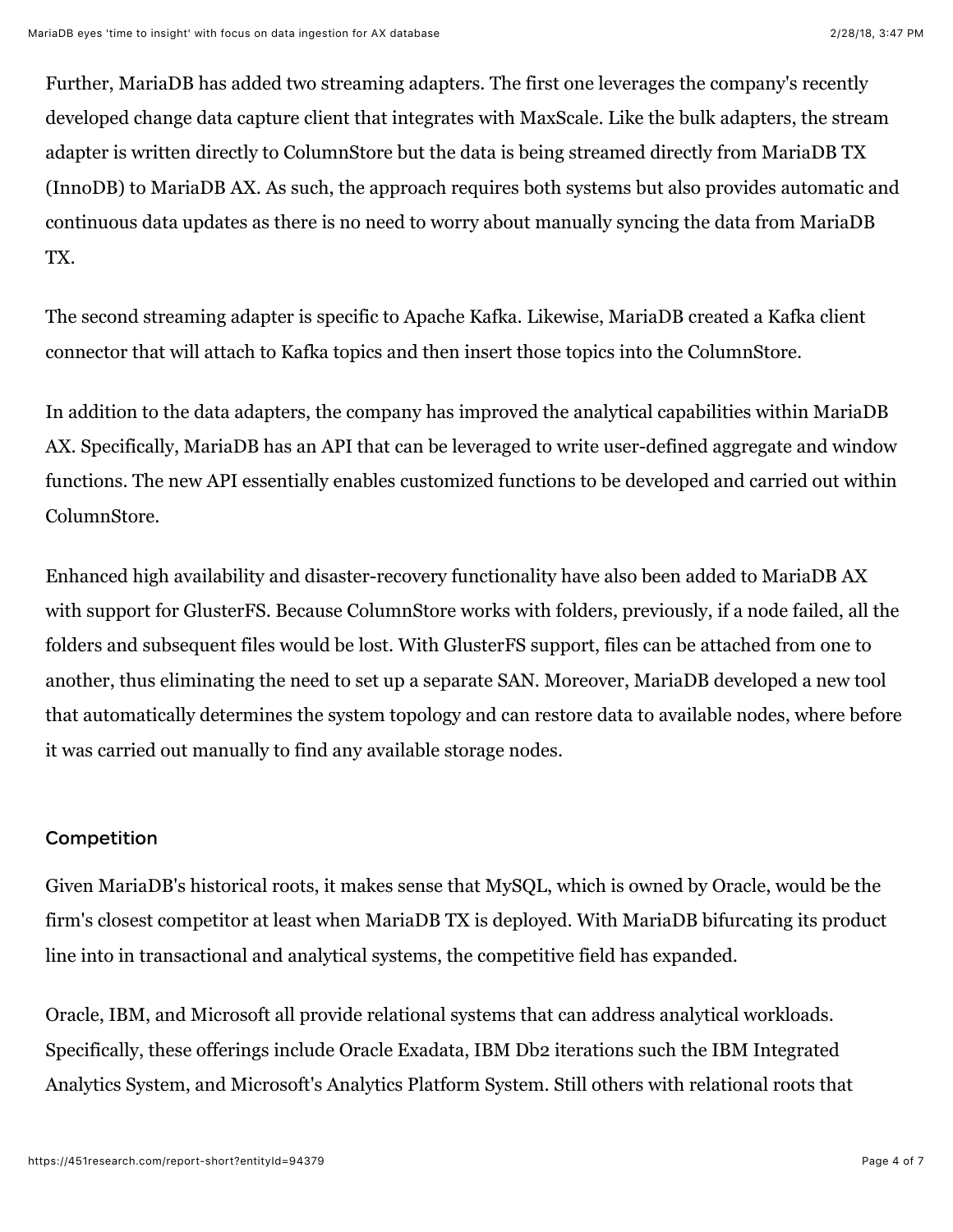Further, MariaDB has added two streaming adapters. The first one leverages the company's recently developed change data capture client that integrates with MaxScale. Like the bulk adapters, the stream adapter is written directly to ColumnStore but the data is being streamed directly from MariaDB TX (InnoDB) to MariaDB AX. As such, the approach requires both systems but also provides automatic and continuous data updates as there is no need to worry about manually syncing the data from MariaDB TX.

The second streaming adapter is specific to Apache Kafka. Likewise, MariaDB created a Kafka client connector that will attach to Kafka topics and then insert those topics into the ColumnStore.

In addition to the data adapters, the company has improved the analytical capabilities within MariaDB AX. Specifically, MariaDB has an API that can be leveraged to write user-defined aggregate and window functions. The new API essentially enables customized functions to be developed and carried out within ColumnStore.

Enhanced high availability and disaster-recovery functionality have also been added to MariaDB AX with support for GlusterFS. Because ColumnStore works with folders, previously, if a node failed, all the folders and subsequent files would be lost. With GlusterFS support, files can be attached from one to another, thus eliminating the need to set up a separate SAN. Moreover, MariaDB developed a new tool that automatically determines the system topology and can restore data to available nodes, where before it was carried out manually to find any available storage nodes.

## Competition

Given MariaDB's historical roots, it makes sense that MySQL, which is owned by Oracle, would be the firm's closest competitor at least when MariaDB TX is deployed. With MariaDB bifurcating its product line into in transactional and analytical systems, the competitive field has expanded.

Oracle, IBM, and Microsoft all provide relational systems that can address analytical workloads. Specifically, these offerings include Oracle Exadata, IBM Db2 iterations such the IBM Integrated Analytics System, and Microsoft's Analytics Platform System. Still others with relational roots that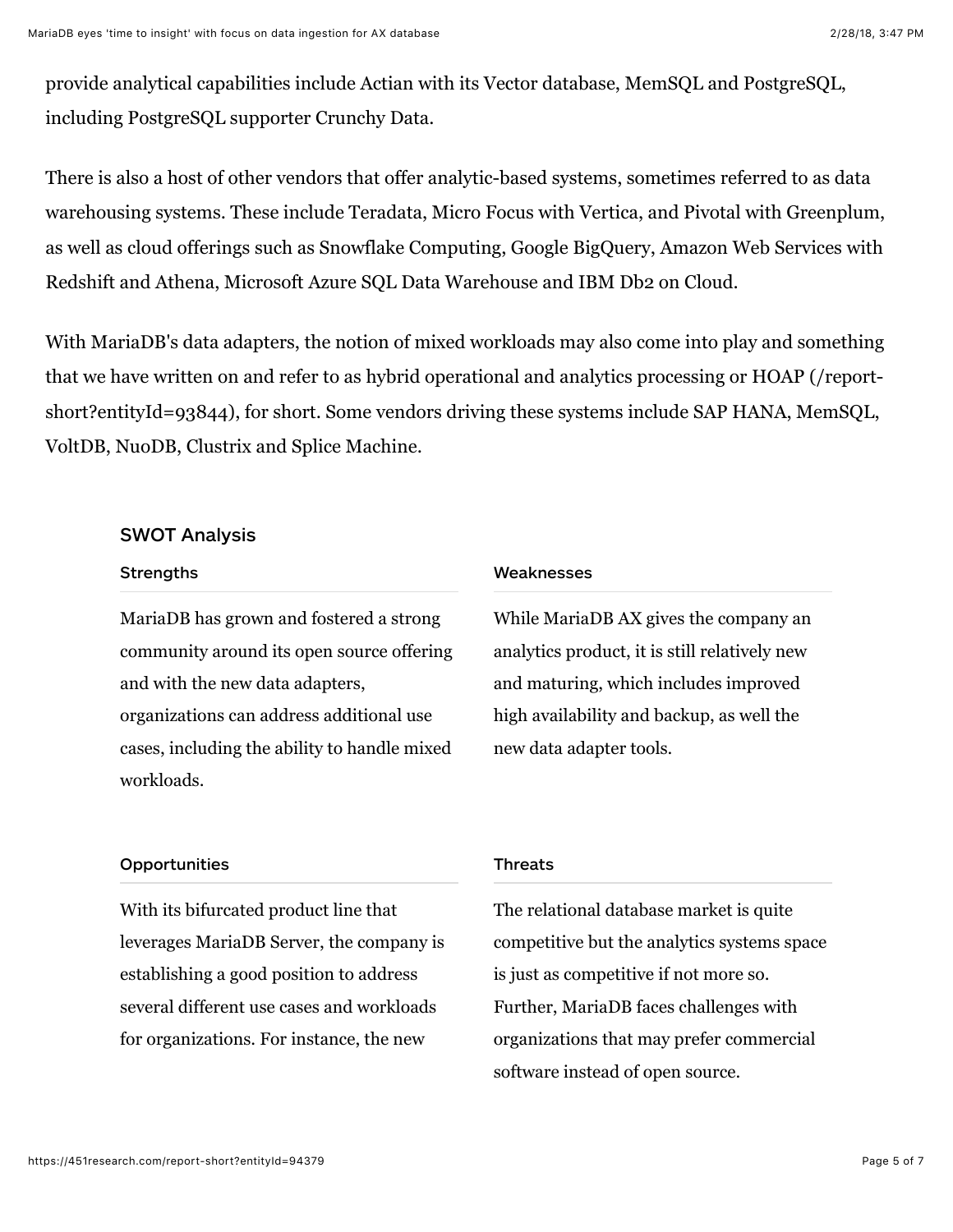provide analytical capabilities include Actian with its Vector database, MemSQL and PostgreSQL, including PostgreSQL supporter Crunchy Data.

There is also a host of other vendors that offer analytic-based systems, sometimes referred to as data warehousing systems. These include Teradata, Micro Focus with Vertica, and Pivotal with Greenplum, as well as cloud offerings such as Snowflake Computing, Google BigQuery, Amazon Web Services with Redshift and Athena, Microsoft Azure SQL Data Warehouse and IBM Db2 on Cloud.

With MariaDB's data adapters, the notion of mixed workloads may also come into play and something that we have written on and refer to as hybrid operational and analytics processing or HOAP (/report-short?entityId=93844), for short. Some vendors driving these systems include SAP HANA, MemSQL, VoltDB, NuoDB, Clustrix and Splice Machine.

## SWOT Analysis

### Strengths

MariaDB has grown and fostered a strong community around its open source offering and with the new data adapters, organizations can address additional use cases, including the ability to handle mixed workloads.

### Weaknesses

While MariaDB AX gives the company an analytics product, it is still relatively new and maturing, which includes improved high availability and backup, as well the new data adapter tools.

### Opportunities

With its bifurcated product line that leverages MariaDB Server, the company is establishing a good position to address several different use cases and workloads for organizations. For instance, the new

### Threats

The relational database market is quite competitive but the analytics systems space is just as competitive if not more so. Further, MariaDB faces challenges with organizations that may prefer commercial software instead of open source.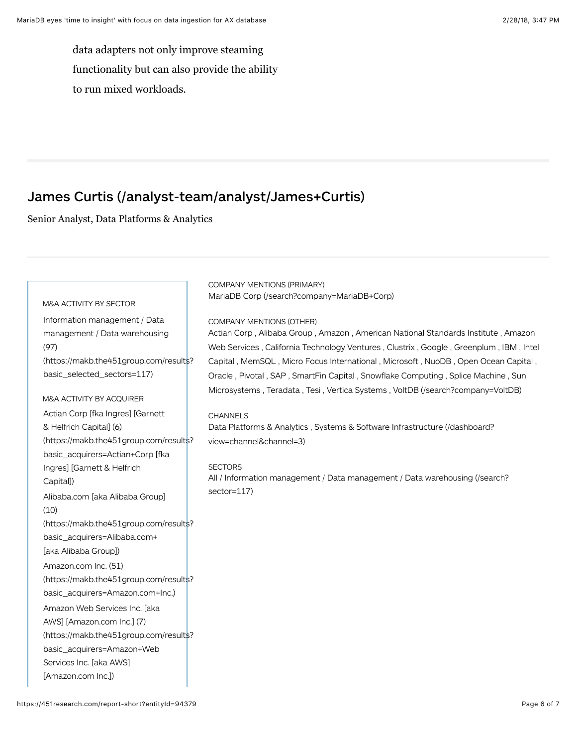data adapters not only improve steaming functionality but can also provide the ability to run mixed workloads.

---

## James Curtis (/analyst-team/analyst/James+Curtis)

Senior Analyst, Data Platforms & Analytics

---

M&A ACTIVITY BY SECTOR

Information management / Data management / Data warehousing (97) (https://makb.the451group.com/results?basic_selected_sectors=117)

M&A ACTIVITY BY ACQUIRER

Actian Corp [fka Ingres] [Garnett & Helfrich Capital] (6) (https://makb.the451group.com/results?basic_acquirers=Actian+Corp [fka Ingres] [Garnett & Helfrich Capital])

Alibaba.com [aka Alibaba Group] (10) (https://makb.the451group.com/results?basic_acquirers=Alibaba.com+[aka Alibaba Group])

Amazon.com Inc. (51) (https://makb.the451group.com/results?basic_acquirers=Amazon.com+Inc.)

Amazon Web Services Inc. [aka AWS] [Amazon.com Inc.] (7) (https://makb.the451group.com/results?basic_acquirers=Amazon+Web Services Inc. [aka AWS] [Amazon.com Inc.])

COMPANY MENTIONS (PRIMARY)

MariaDB Corp (/search?company=MariaDB+Corp)

COMPANY MENTIONS (OTHER)

Actian Corp , Alibaba Group , Amazon , American National Standards Institute , Amazon Web Services , California Technology Ventures , Clustrix , Google , Greenplum , IBM , Intel Capital , MemSQL , Micro Focus International , Microsoft , NuoDB , Open Ocean Capital , Oracle , Pivotal , SAP , SmartFin Capital , Snowflake Computing , Splice Machine , Sun Microsystems , Teradata , Tesi , Vertica Systems , VoltDB (/search?company=VoltDB)

CHANNELS

Data Platforms & Analytics , Systems & Software Infrastructure (/dashboard?view=channel&channel=3)

SECTORS

All / Information management / Data management / Data warehousing (/search?sector=117)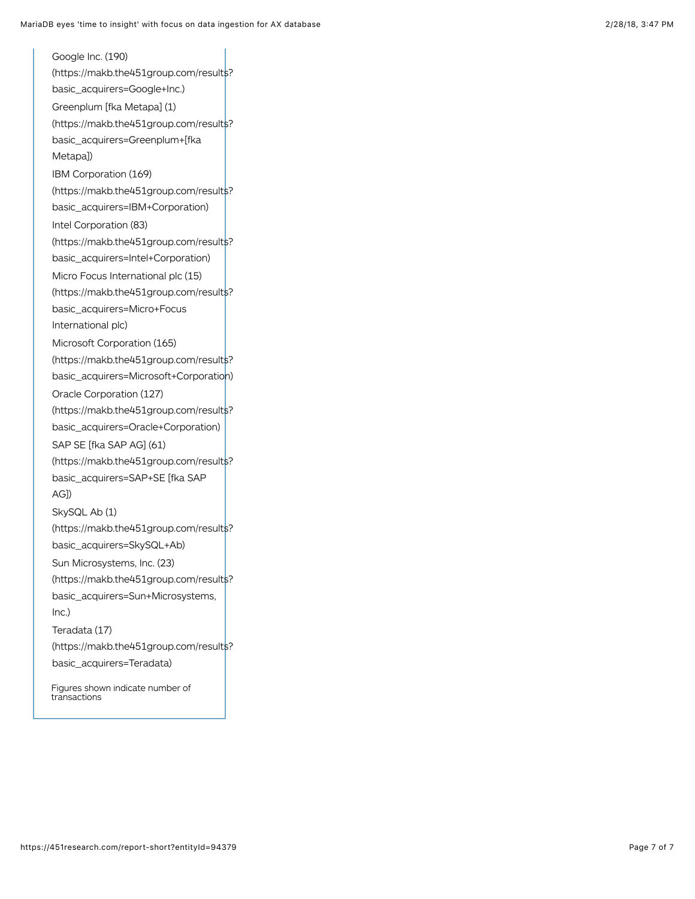Google Inc. (190) (https://makb.the451group.com/results?basic_acquirers=Google+Inc.)

Greenplum [fka Metapa] (1) (https://makb.the451group.com/results?basic_acquirers=Greenplum+[fka Metapa])

IBM Corporation (169) (https://makb.the451group.com/results?basic_acquirers=IBM+Corporation)

Intel Corporation (83) (https://makb.the451group.com/results?basic_acquirers=Intel+Corporation)

Micro Focus International plc (15) (https://makb.the451group.com/results?basic_acquirers=Micro+Focus International plc)

Microsoft Corporation (165) (https://makb.the451group.com/results?basic_acquirers=Microsoft+Corporation)

Oracle Corporation (127) (https://makb.the451group.com/results?basic_acquirers=Oracle+Corporation)

SAP SE [fka SAP AG] (61) (https://makb.the451group.com/results?basic_acquirers=SAP+SE [fka SAP AG])

SkySQL Ab (1) (https://makb.the451group.com/results?basic_acquirers=SkySQL+Ab)

Sun Microsystems, Inc. (23) (https://makb.the451group.com/results?basic_acquirers=Sun+Microsystems, Inc.)

Teradata (17) (https://makb.the451group.com/results?basic_acquirers=Teradata)

Figures shown indicate number of transactions